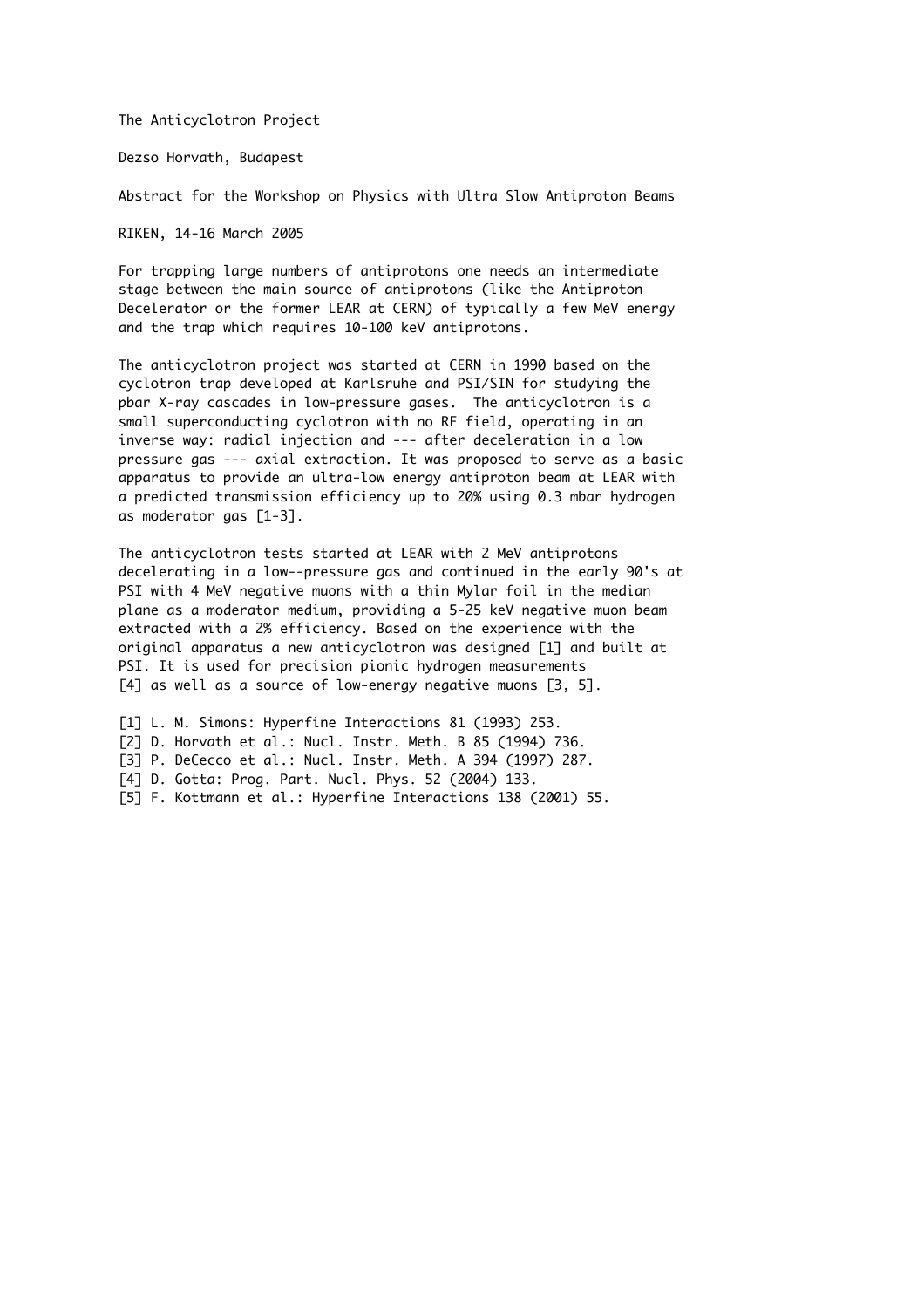# The Anticyclotron Project

Dezso Horvath, Budapest

Abstract for the Workshop on Physics with Ultra Slow Antiproton Beams

RIKEN, 14-16 March 2005

For trapping large numbers of antiprotons one needs an intermediate stage between the main source of antiprotons (like the Antiproton Decelerator or the former LEAR at CERN) of typically a few MeV energy and the trap which requires 10-100 keV antiprotons.

The anticyclotron project was started at CERN in 1990 based on the cyclotron trap developed at Karlsruhe and PSI/SIN for studying the pbar X-ray cascades in low-pressure gases. The anticyclotron is a small superconducting cyclotron with no RF field, operating in an inverse way: radial injection and --- after deceleration in a low pressure gas --- axial extraction. It was proposed to serve as a basic apparatus to provide an ultra-low energy antiproton beam at LEAR with a predicted transmission efficiency up to 20% using 0.3 mbar hydrogen as moderator gas [1-3].

The anticyclotron tests started at LEAR with 2 MeV antiprotons decelerating in a low--pressure gas and continued in the early 90's at PSI with 4 MeV negative muons with a thin Mylar foil in the median plane as a moderator medium, providing a 5-25 keV negative muon beam extracted with a 2% efficiency. Based on the experience with the original apparatus a new anticyclotron was designed [1] and built at PSI. It is used for precision pionic hydrogen measurements [4] as well as a source of low-energy negative muons [3, 5].

[1] L. M. Simons: Hyperfine Interactions 81 (1993) 253.
[2] D. Horvath et al.: Nucl. Instr. Meth. B 85 (1994) 736.
[3] P. DeCecco et al.: Nucl. Instr. Meth. A 394 (1997) 287.
[4] D. Gotta: Prog. Part. Nucl. Phys. 52 (2004) 133.
[5] F. Kottmann et al.: Hyperfine Interactions 138 (2001) 55.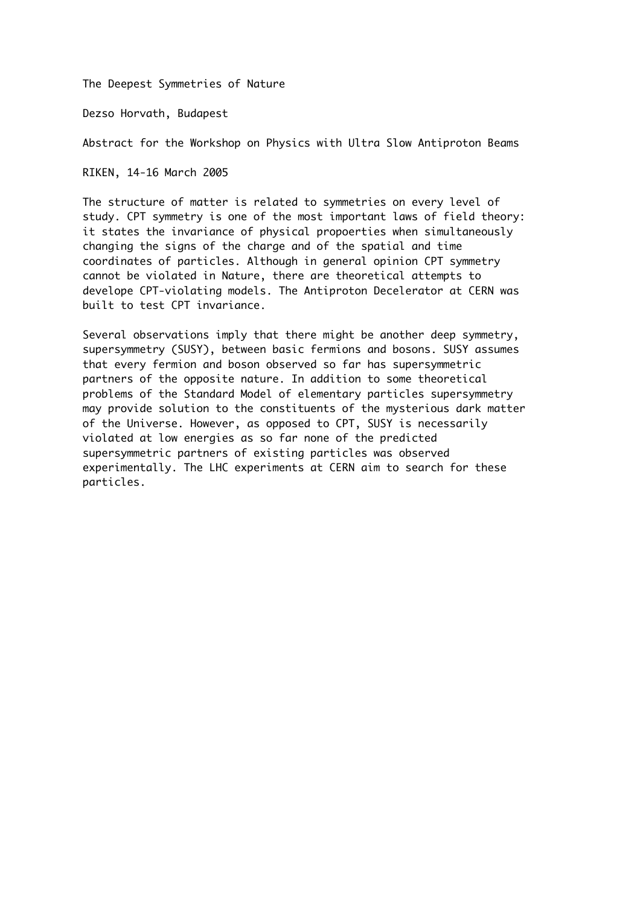The Deepest Symmetries of Nature

Dezso Horvath, Budapest

Abstract for the Workshop on Physics with Ultra Slow Antiproton Beams

RIKEN, 14-16 March 2005

The structure of matter is related to symmetries on every level of study. CPT symmetry is one of the most important laws of field theory: it states the invariance of physical propoerties when simultaneously changing the signs of the charge and of the spatial and time coordinates of particles. Although in general opinion CPT symmetry cannot be violated in Nature, there are theoretical attempts to develope CPT-violating models. The Antiproton Decelerator at CERN was built to test CPT invariance.

Several observations imply that there might be another deep symmetry, supersymmetry (SUSY), between basic fermions and bosons. SUSY assumes that every fermion and boson observed so far has supersymmetric partners of the opposite nature. In addition to some theoretical problems of the Standard Model of elementary particles supersymmetry may provide solution to the constituents of the mysterious dark matter of the Universe. However, as opposed to CPT, SUSY is necessarily violated at low energies as so far none of the predicted supersymmetric partners of existing particles was observed experimentally. The LHC experiments at CERN aim to search for these particles.